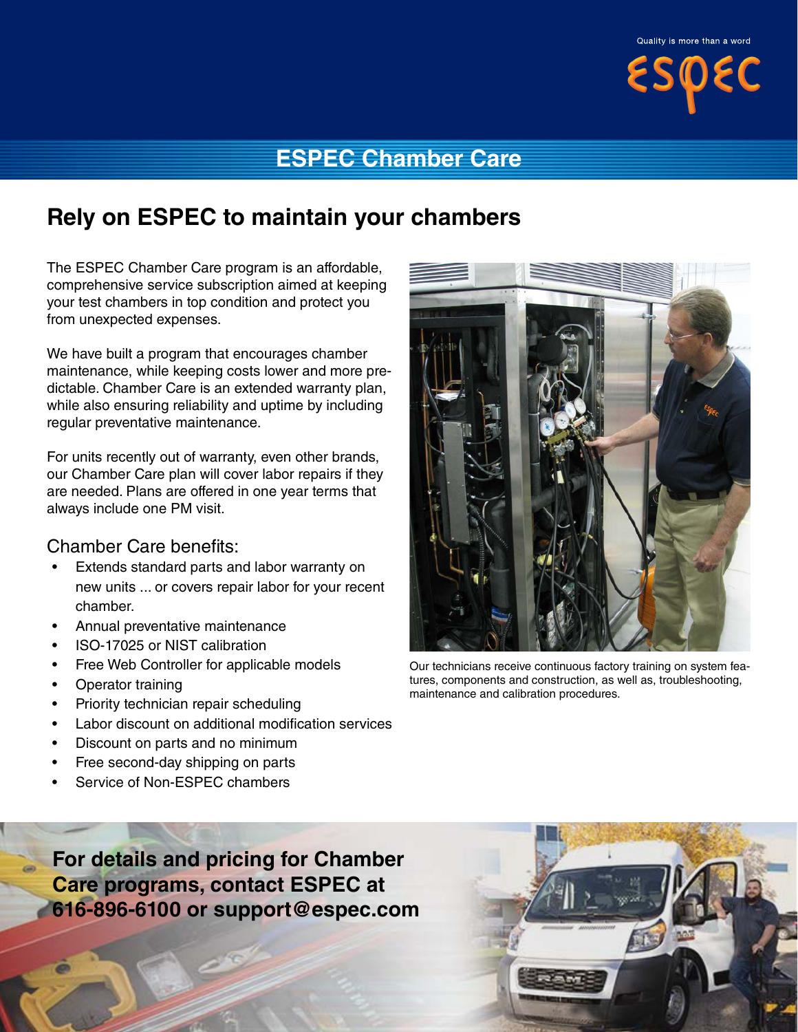Quality is more than a word

# ESPEC Chamber Care

## Rely on ESPEC to maintain your chambers

The ESPEC Chamber Care program is an affordable, comprehensive service subscription aimed at keeping your test chambers in top condition and protect you from unexpected expenses.

We have built a program that encourages chamber maintenance, while keeping costs lower and more predictable. Chamber Care is an extended warranty plan, while also ensuring reliability and uptime by including regular preventative maintenance.

For units recently out of warranty, even other brands, our Chamber Care plan will cover labor repairs if they are needed. Plans are offered in one year terms that always include one PM visit.

### Chamber Care benefits:

- Extends standard parts and labor warranty on new units ... or covers repair labor for your recent chamber.
- Annual preventative maintenance
- ISO-17025 or NIST calibration
- Free Web Controller for applicable models
- Operator training
- Priority technician repair scheduling
- Labor discount on additional modification services
- Discount on parts and no minimum
- Free second-day shipping on parts
- Service of Non-ESPEC chambers

Our technicians receive continuous factory training on system features, components and construction, as well as, troubleshooting, maintenance and calibration procedures.

**For details and pricing for Chamber Care programs, contact ESPEC at 616-896-6100 or support@espec.com**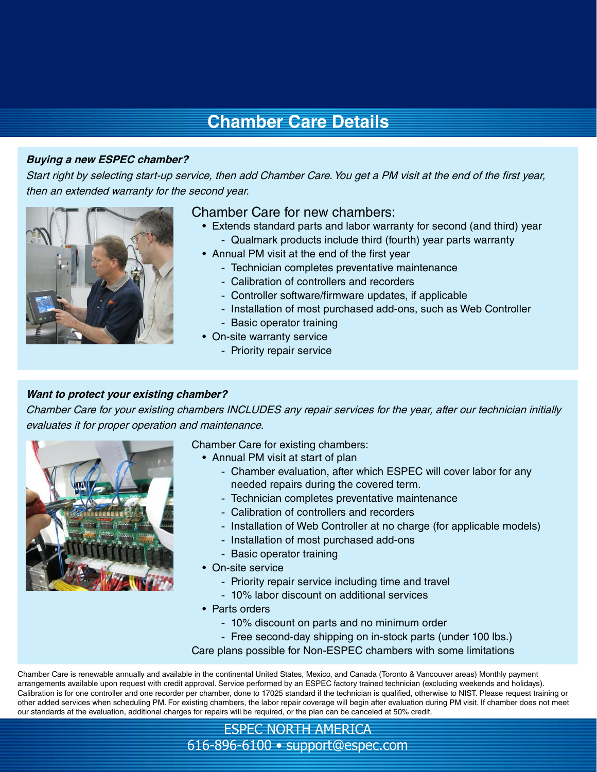# Chamber Care Details

***Buying a new ESPEC chamber?***

*Start right by selecting start-up service, then add Chamber Care. You get a PM visit at the end of the first year, then an extended warranty for the second year.*

## Chamber Care for new chambers:

- Extends standard parts and labor warranty for second (and third) year
  - Qualmark products include third (fourth) year parts warranty
- Annual PM visit at the end of the first year
  - Technician completes preventative maintenance
  - Calibration of controllers and recorders
  - Controller software/firmware updates, if applicable
  - Installation of most purchased add-ons, such as Web Controller
  - Basic operator training
- On-site warranty service
  - Priority repair service

***Want to protect your existing chamber?***

*Chamber Care for your existing chambers INCLUDES any repair services for the year, after our technician initially evaluates it for proper operation and maintenance.*

Chamber Care for existing chambers:

- Annual PM visit at start of plan
  - Chamber evaluation, after which ESPEC will cover labor for any needed repairs during the covered term.
  - Technician completes preventative maintenance
  - Calibration of controllers and recorders
  - Installation of Web Controller at no charge (for applicable models)
  - Installation of most purchased add-ons
  - Basic operator training
- On-site service
  - Priority repair service including time and travel
  - 10% labor discount on additional services
- Parts orders
  - 10% discount on parts and no minimum order
  - Free second-day shipping on in-stock parts (under 100 lbs.)

Care plans possible for Non-ESPEC chambers with some limitations

Chamber Care is renewable annually and available in the continental United States, Mexico, and Canada (Toronto & Vancouver areas) Monthly payment arrangements available upon request with credit approval. Service performed by an ESPEC factory trained technician (excluding weekends and holidays). Calibration is for one controller and one recorder per chamber, done to 17025 standard if the technician is qualified, otherwise to NIST. Please request training or other added services when scheduling PM. For existing chambers, the labor repair coverage will begin after evaluation during PM visit. If chamber does not meet our standards at the evaluation, additional charges for repairs will be required, or the plan can be canceled at 50% credit.

ESPEC NORTH AMERICA
616-896-6100 • support@espec.com